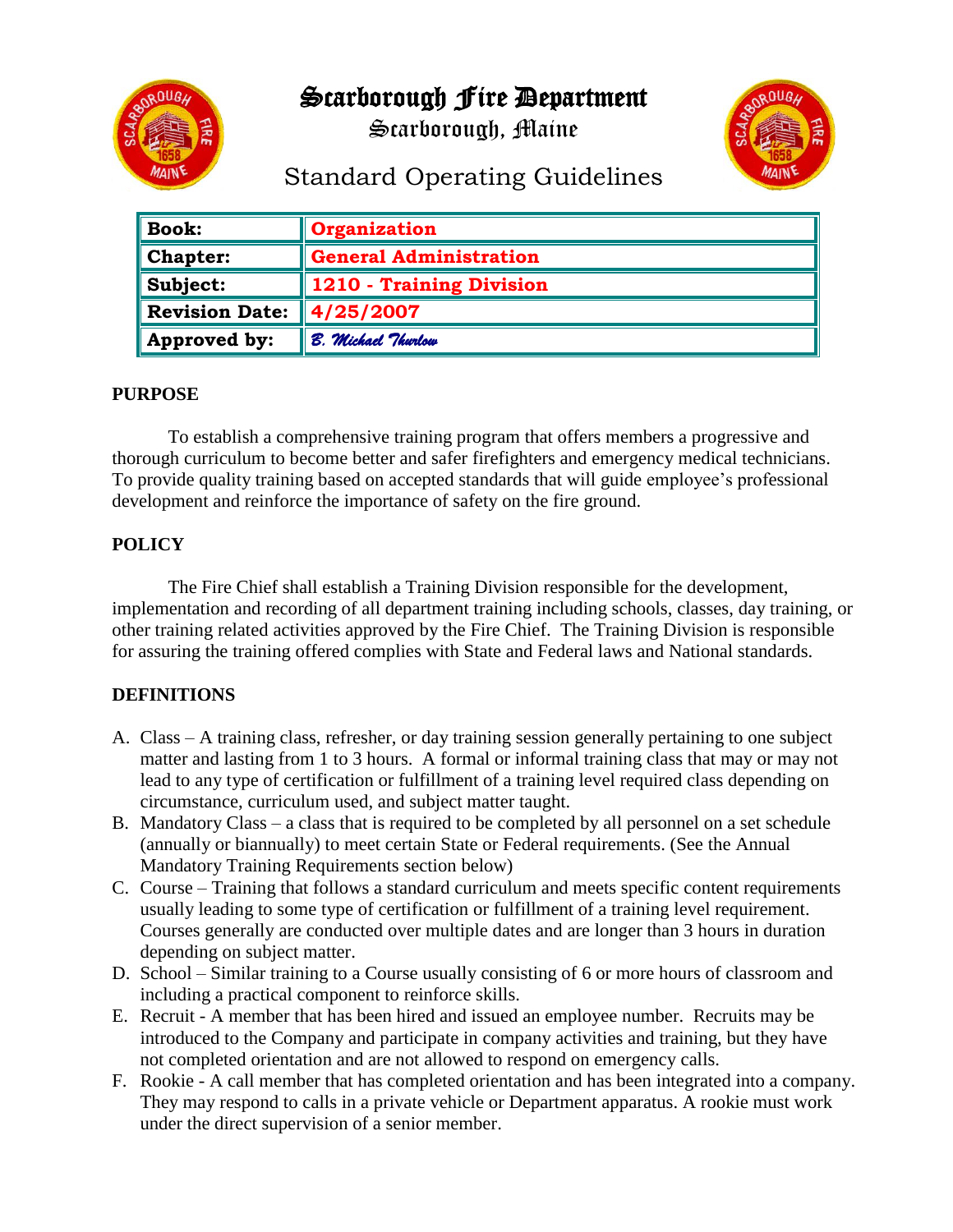# Scarborough Fire Department

Scarborough, Maine

## Standard Operating Guidelines

| | |
|---|---|
| **Book:** | **Organization** |
| **Chapter:** | **General Administration** |
| **Subject:** | **1210 - Training Division** |
| **Revision Date:** | **4/25/2007** |
| **Approved by:** | *B. Michael Thurlow* |

### PURPOSE

To establish a comprehensive training program that offers members a progressive and thorough curriculum to become better and safer firefighters and emergency medical technicians. To provide quality training based on accepted standards that will guide employee's professional development and reinforce the importance of safety on the fire ground.

### POLICY

The Fire Chief shall establish a Training Division responsible for the development, implementation and recording of all department training including schools, classes, day training, or other training related activities approved by the Fire Chief. The Training Division is responsible for assuring the training offered complies with State and Federal laws and National standards.

### DEFINITIONS

A. Class – A training class, refresher, or day training session generally pertaining to one subject matter and lasting from 1 to 3 hours. A formal or informal training class that may or may not lead to any type of certification or fulfillment of a training level required class depending on circumstance, curriculum used, and subject matter taught.

B. Mandatory Class – a class that is required to be completed by all personnel on a set schedule (annually or biannually) to meet certain State or Federal requirements. (See the Annual Mandatory Training Requirements section below)

C. Course – Training that follows a standard curriculum and meets specific content requirements usually leading to some type of certification or fulfillment of a training level requirement. Courses generally are conducted over multiple dates and are longer than 3 hours in duration depending on subject matter.

D. School – Similar training to a Course usually consisting of 6 or more hours of classroom and including a practical component to reinforce skills.

E. Recruit - A member that has been hired and issued an employee number. Recruits may be introduced to the Company and participate in company activities and training, but they have not completed orientation and are not allowed to respond on emergency calls.

F. Rookie - A call member that has completed orientation and has been integrated into a company. They may respond to calls in a private vehicle or Department apparatus. A rookie must work under the direct supervision of a senior member.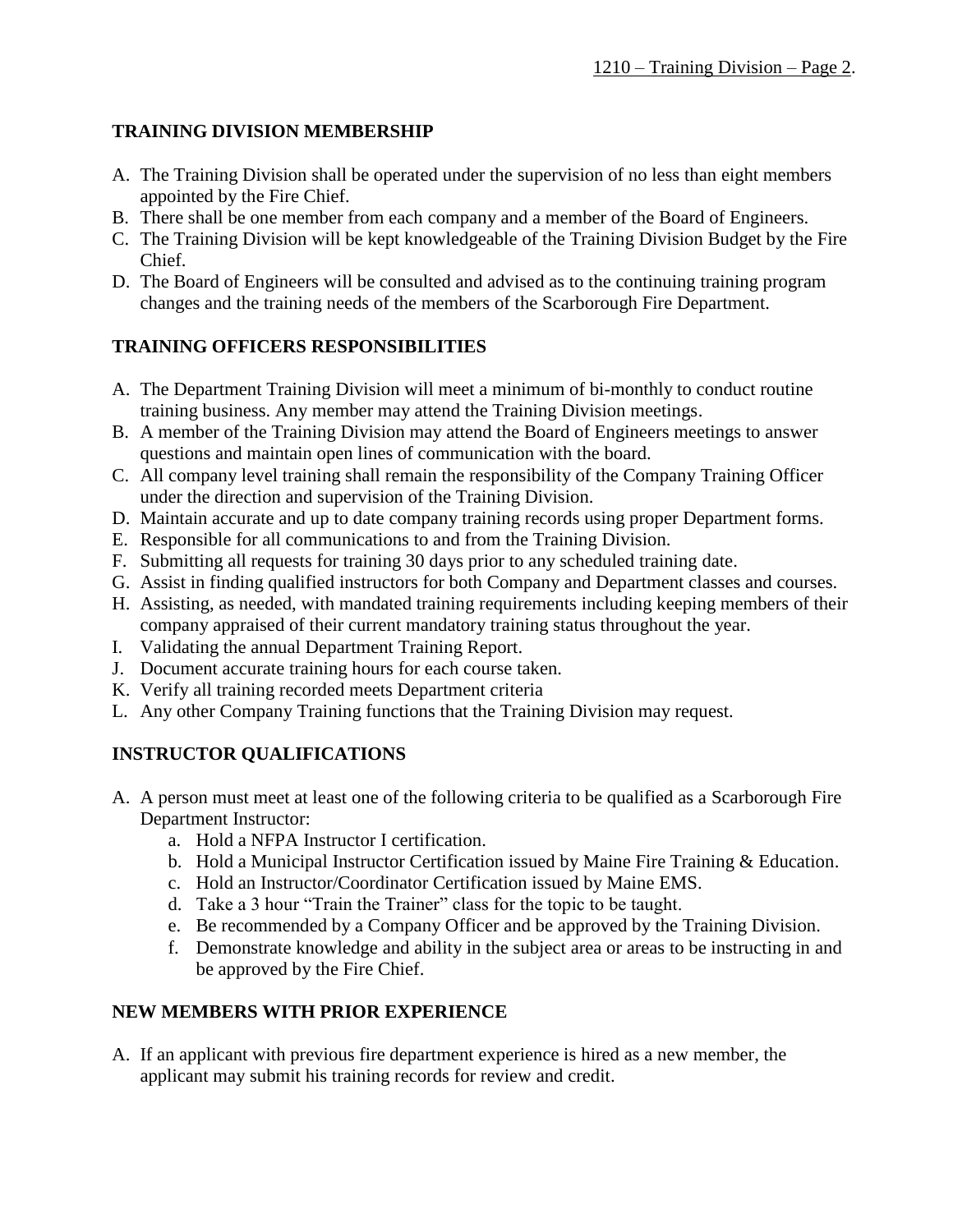## TRAINING DIVISION MEMBERSHIP

A. The Training Division shall be operated under the supervision of no less than eight members appointed by the Fire Chief.
B. There shall be one member from each company and a member of the Board of Engineers.
C. The Training Division will be kept knowledgeable of the Training Division Budget by the Fire Chief.
D. The Board of Engineers will be consulted and advised as to the continuing training program changes and the training needs of the members of the Scarborough Fire Department.

## TRAINING OFFICERS RESPONSIBILITIES

A. The Department Training Division will meet a minimum of bi-monthly to conduct routine training business. Any member may attend the Training Division meetings.
B. A member of the Training Division may attend the Board of Engineers meetings to answer questions and maintain open lines of communication with the board.
C. All company level training shall remain the responsibility of the Company Training Officer under the direction and supervision of the Training Division.
D. Maintain accurate and up to date company training records using proper Department forms.
E. Responsible for all communications to and from the Training Division.
F. Submitting all requests for training 30 days prior to any scheduled training date.
G. Assist in finding qualified instructors for both Company and Department classes and courses.
H. Assisting, as needed, with mandated training requirements including keeping members of their company appraised of their current mandatory training status throughout the year.
I. Validating the annual Department Training Report.
J. Document accurate training hours for each course taken.
K. Verify all training recorded meets Department criteria
L. Any other Company Training functions that the Training Division may request.

## INSTRUCTOR QUALIFICATIONS

A. A person must meet at least one of the following criteria to be qualified as a Scarborough Fire Department Instructor:
   a. Hold a NFPA Instructor I certification.
   b. Hold a Municipal Instructor Certification issued by Maine Fire Training & Education.
   c. Hold an Instructor/Coordinator Certification issued by Maine EMS.
   d. Take a 3 hour "Train the Trainer" class for the topic to be taught.
   e. Be recommended by a Company Officer and be approved by the Training Division.
   f. Demonstrate knowledge and ability in the subject area or areas to be instructing in and be approved by the Fire Chief.

## NEW MEMBERS WITH PRIOR EXPERIENCE

A. If an applicant with previous fire department experience is hired as a new member, the applicant may submit his training records for review and credit.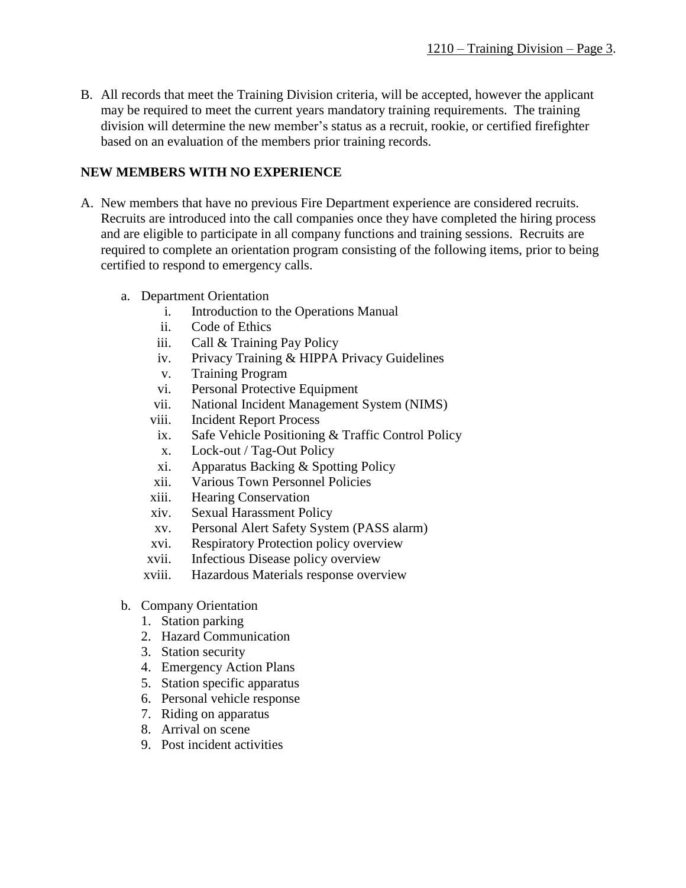B. All records that meet the Training Division criteria, will be accepted, however the applicant may be required to meet the current years mandatory training requirements. The training division will determine the new member's status as a recruit, rookie, or certified firefighter based on an evaluation of the members prior training records.

**NEW MEMBERS WITH NO EXPERIENCE**

A. New members that have no previous Fire Department experience are considered recruits. Recruits are introduced into the call companies once they have completed the hiring process and are eligible to participate in all company functions and training sessions. Recruits are required to complete an orientation program consisting of the following items, prior to being certified to respond to emergency calls.

   a. Department Orientation
      - i. Introduction to the Operations Manual
      - ii. Code of Ethics
      - iii. Call & Training Pay Policy
      - iv. Privacy Training & HIPPA Privacy Guidelines
      - v. Training Program
      - vi. Personal Protective Equipment
      - vii. National Incident Management System (NIMS)
      - viii. Incident Report Process
      - ix. Safe Vehicle Positioning & Traffic Control Policy
      - x. Lock-out / Tag-Out Policy
      - xi. Apparatus Backing & Spotting Policy
      - xii. Various Town Personnel Policies
      - xiii. Hearing Conservation
      - xiv. Sexual Harassment Policy
      - xv. Personal Alert Safety System (PASS alarm)
      - xvi. Respiratory Protection policy overview
      - xvii. Infectious Disease policy overview
      - xviii. Hazardous Materials response overview

   b. Company Orientation
      1. Station parking
      2. Hazard Communication
      3. Station security
      4. Emergency Action Plans
      5. Station specific apparatus
      6. Personal vehicle response
      7. Riding on apparatus
      8. Arrival on scene
      9. Post incident activities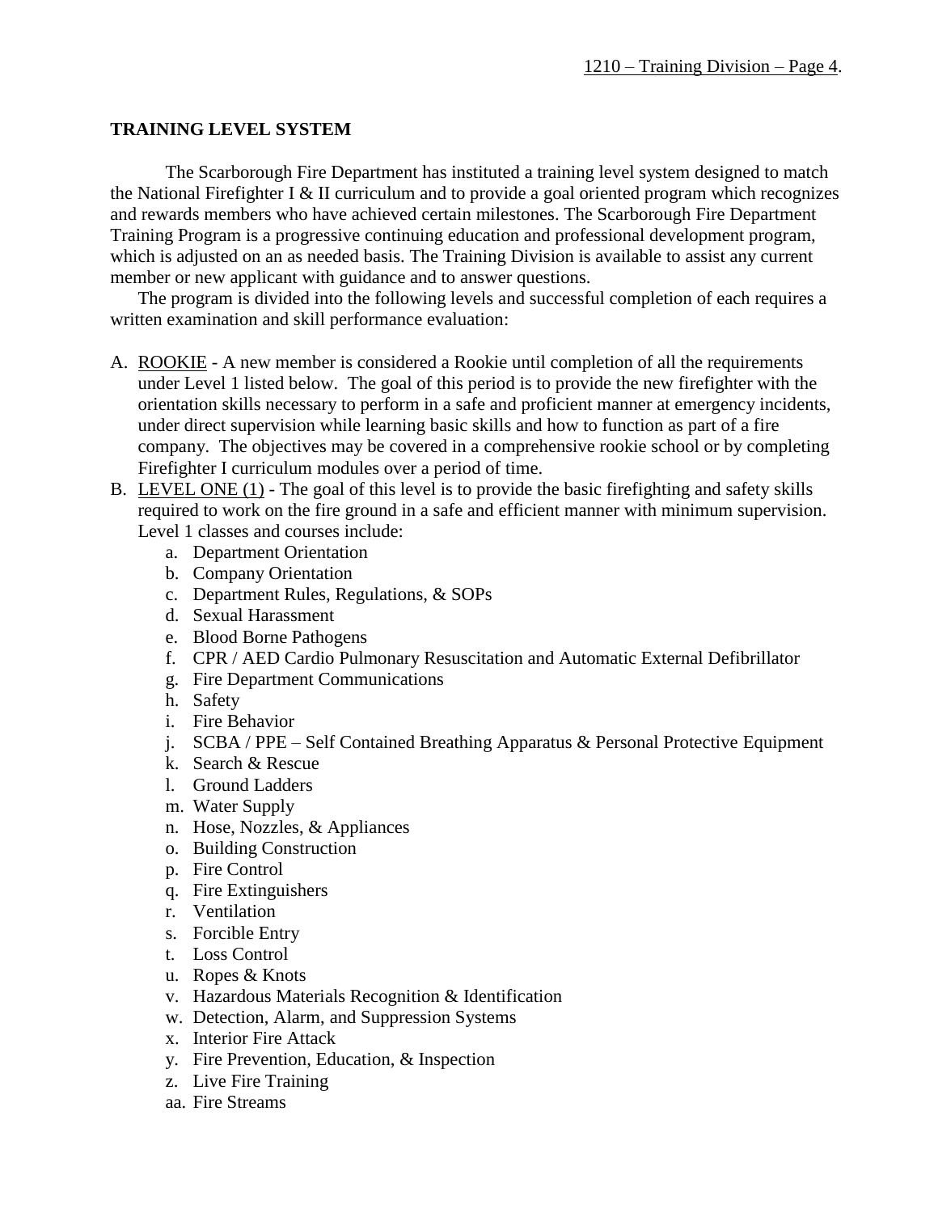## TRAINING LEVEL SYSTEM

The Scarborough Fire Department has instituted a training level system designed to match the National Firefighter I & II curriculum and to provide a goal oriented program which recognizes and rewards members who have achieved certain milestones. The Scarborough Fire Department Training Program is a progressive continuing education and professional development program, which is adjusted on an as needed basis. The Training Division is available to assist any current member or new applicant with guidance and to answer questions.

The program is divided into the following levels and successful completion of each requires a written examination and skill performance evaluation:

A. ROOKIE - A new member is considered a Rookie until completion of all the requirements under Level 1 listed below. The goal of this period is to provide the new firefighter with the orientation skills necessary to perform in a safe and proficient manner at emergency incidents, under direct supervision while learning basic skills and how to function as part of a fire company. The objectives may be covered in a comprehensive rookie school or by completing Firefighter I curriculum modules over a period of time.

B. LEVEL ONE (1) - The goal of this level is to provide the basic firefighting and safety skills required to work on the fire ground in a safe and efficient manner with minimum supervision. Level 1 classes and courses include:
   - a. Department Orientation
   - b. Company Orientation
   - c. Department Rules, Regulations, & SOPs
   - d. Sexual Harassment
   - e. Blood Borne Pathogens
   - f. CPR / AED Cardio Pulmonary Resuscitation and Automatic External Defibrillator
   - g. Fire Department Communications
   - h. Safety
   - i. Fire Behavior
   - j. SCBA / PPE – Self Contained Breathing Apparatus & Personal Protective Equipment
   - k. Search & Rescue
   - l. Ground Ladders
   - m. Water Supply
   - n. Hose, Nozzles, & Appliances
   - o. Building Construction
   - p. Fire Control
   - q. Fire Extinguishers
   - r. Ventilation
   - s. Forcible Entry
   - t. Loss Control
   - u. Ropes & Knots
   - v. Hazardous Materials Recognition & Identification
   - w. Detection, Alarm, and Suppression Systems
   - x. Interior Fire Attack
   - y. Fire Prevention, Education, & Inspection
   - z. Live Fire Training
   - aa. Fire Streams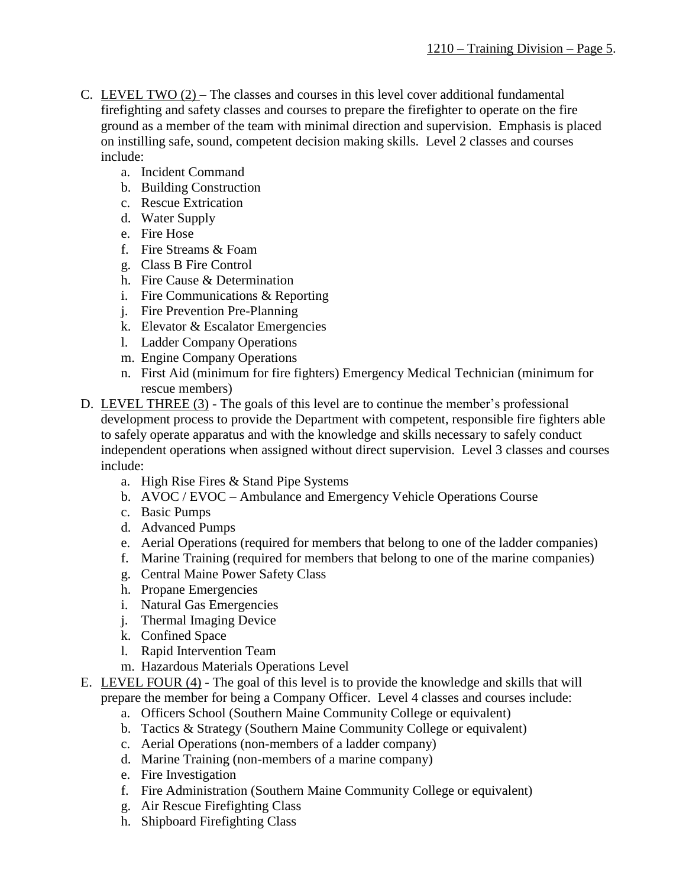C. <u>LEVEL TWO (2)</u> – The classes and courses in this level cover additional fundamental firefighting and safety classes and courses to prepare the firefighter to operate on the fire ground as a member of the team with minimal direction and supervision. Emphasis is placed on instilling safe, sound, competent decision making skills. Level 2 classes and courses include:
   a. Incident Command
   b. Building Construction
   c. Rescue Extrication
   d. Water Supply
   e. Fire Hose
   f. Fire Streams & Foam
   g. Class B Fire Control
   h. Fire Cause & Determination
   i. Fire Communications & Reporting
   j. Fire Prevention Pre-Planning
   k. Elevator & Escalator Emergencies
   l. Ladder Company Operations
   m. Engine Company Operations
   n. First Aid (minimum for fire fighters) Emergency Medical Technician (minimum for rescue members)

D. <u>LEVEL THREE (3)</u> - The goals of this level are to continue the member's professional development process to provide the Department with competent, responsible fire fighters able to safely operate apparatus and with the knowledge and skills necessary to safely conduct independent operations when assigned without direct supervision. Level 3 classes and courses include:
   a. High Rise Fires & Stand Pipe Systems
   b. AVOC / EVOC – Ambulance and Emergency Vehicle Operations Course
   c. Basic Pumps
   d. Advanced Pumps
   e. Aerial Operations (required for members that belong to one of the ladder companies)
   f. Marine Training (required for members that belong to one of the marine companies)
   g. Central Maine Power Safety Class
   h. Propane Emergencies
   i. Natural Gas Emergencies
   j. Thermal Imaging Device
   k. Confined Space
   l. Rapid Intervention Team
   m. Hazardous Materials Operations Level

E. <u>LEVEL FOUR (4)</u> - The goal of this level is to provide the knowledge and skills that will prepare the member for being a Company Officer. Level 4 classes and courses include:
   a. Officers School (Southern Maine Community College or equivalent)
   b. Tactics & Strategy (Southern Maine Community College or equivalent)
   c. Aerial Operations (non-members of a ladder company)
   d. Marine Training (non-members of a marine company)
   e. Fire Investigation
   f. Fire Administration (Southern Maine Community College or equivalent)
   g. Air Rescue Firefighting Class
   h. Shipboard Firefighting Class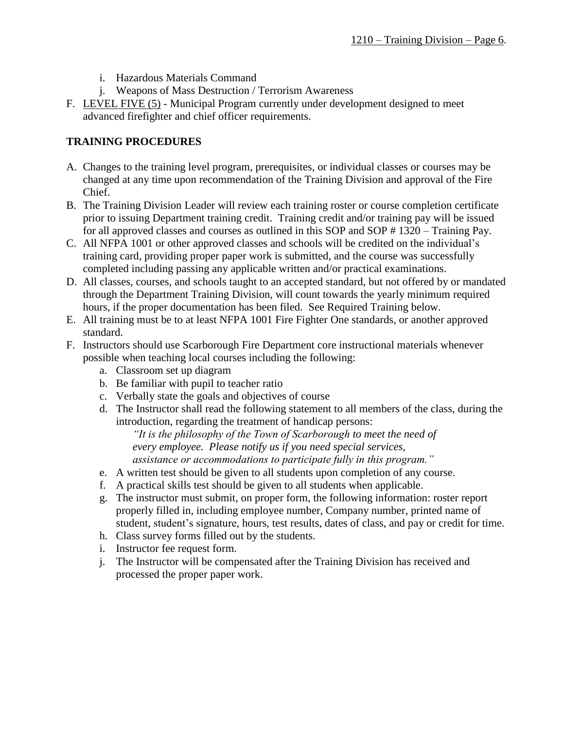i. Hazardous Materials Command
   j. Weapons of Mass Destruction / Terrorism Awareness

F. LEVEL FIVE (5) - Municipal Program currently under development designed to meet advanced firefighter and chief officer requirements.

**TRAINING PROCEDURES**

A. Changes to the training level program, prerequisites, or individual classes or courses may be changed at any time upon recommendation of the Training Division and approval of the Fire Chief.

B. The Training Division Leader will review each training roster or course completion certificate prior to issuing Department training credit. Training credit and/or training pay will be issued for all approved classes and courses as outlined in this SOP and SOP # 1320 – Training Pay.

C. All NFPA 1001 or other approved classes and schools will be credited on the individual's training card, providing proper paper work is submitted, and the course was successfully completed including passing any applicable written and/or practical examinations.

D. All classes, courses, and schools taught to an accepted standard, but not offered by or mandated through the Department Training Division, will count towards the yearly minimum required hours, if the proper documentation has been filed. See Required Training below.

E. All training must be to at least NFPA 1001 Fire Fighter One standards, or another approved standard.

F. Instructors should use Scarborough Fire Department core instructional materials whenever possible when teaching local courses including the following:
   a. Classroom set up diagram
   b. Be familiar with pupil to teacher ratio
   c. Verbally state the goals and objectives of course
   d. The Instructor shall read the following statement to all members of the class, during the introduction, regarding the treatment of handicap persons:

      *"It is the philosophy of the Town of Scarborough to meet the need of every employee. Please notify us if you need special services, assistance or accommodations to participate fully in this program."*

   e. A written test should be given to all students upon completion of any course.
   f. A practical skills test should be given to all students when applicable.
   g. The instructor must submit, on proper form, the following information: roster report properly filled in, including employee number, Company number, printed name of student, student's signature, hours, test results, dates of class, and pay or credit for time.
   h. Class survey forms filled out by the students.
   i. Instructor fee request form.
   j. The Instructor will be compensated after the Training Division has received and processed the proper paper work.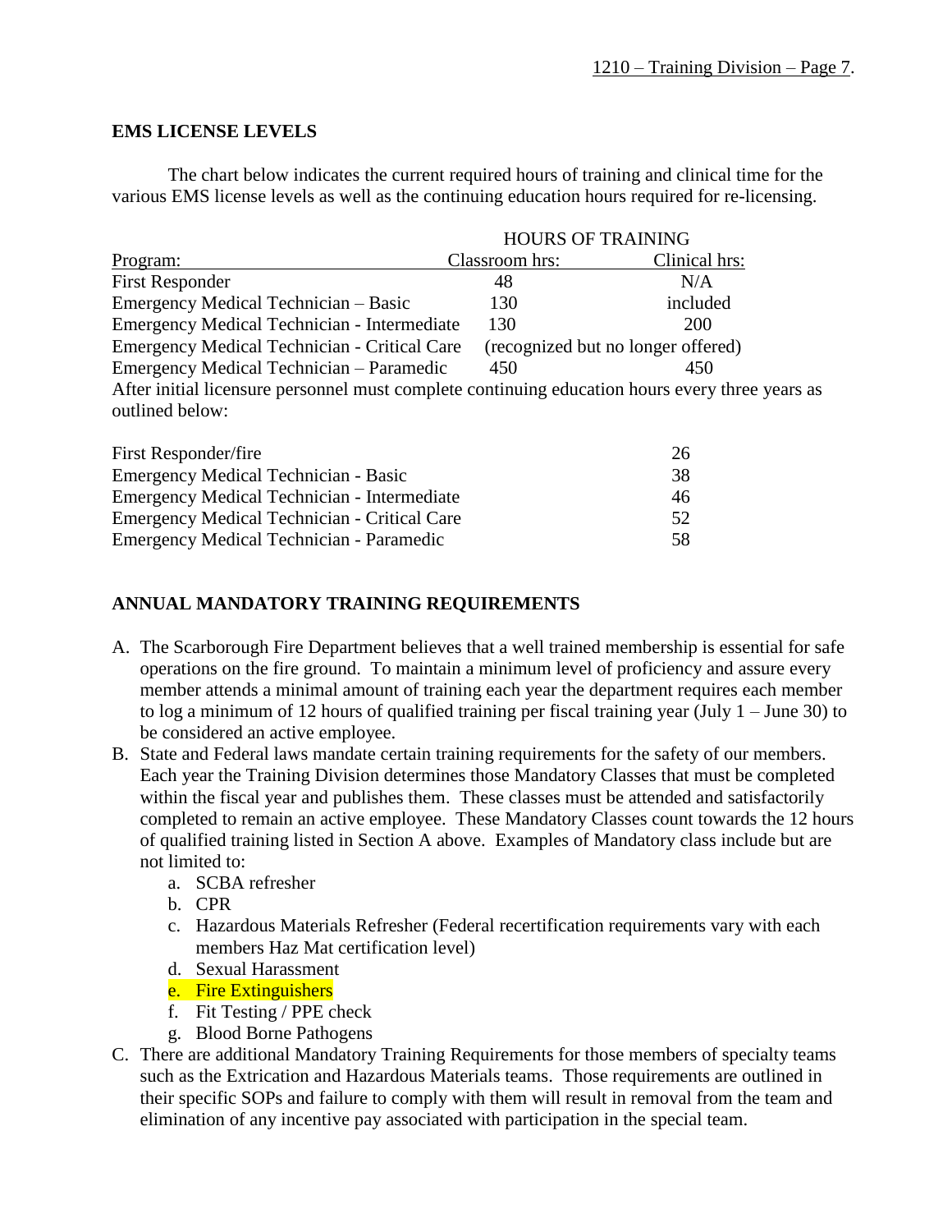## EMS LICENSE LEVELS

The chart below indicates the current required hours of training and clinical time for the various EMS license levels as well as the continuing education hours required for re-licensing.

| | HOURS OF TRAINING | |
|---|---|---|
| Program: | Classroom hrs: | Clinical hrs: |
| First Responder | 48 | N/A |
| Emergency Medical Technician – Basic | 130 | included |
| Emergency Medical Technician - Intermediate | 130 | 200 |
| Emergency Medical Technician - Critical Care | (recognized but no longer offered) | |
| Emergency Medical Technician – Paramedic | 450 | 450 |

After initial licensure personnel must complete continuing education hours every three years as outlined below:

| | |
|---|---|
| First Responder/fire | 26 |
| Emergency Medical Technician - Basic | 38 |
| Emergency Medical Technician - Intermediate | 46 |
| Emergency Medical Technician - Critical Care | 52 |
| Emergency Medical Technician - Paramedic | 58 |

## ANNUAL MANDATORY TRAINING REQUIREMENTS

A. The Scarborough Fire Department believes that a well trained membership is essential for safe operations on the fire ground. To maintain a minimum level of proficiency and assure every member attends a minimal amount of training each year the department requires each member to log a minimum of 12 hours of qualified training per fiscal training year (July 1 – June 30) to be considered an active employee.

B. State and Federal laws mandate certain training requirements for the safety of our members. Each year the Training Division determines those Mandatory Classes that must be completed within the fiscal year and publishes them. These classes must be attended and satisfactorily completed to remain an active employee. These Mandatory Classes count towards the 12 hours of qualified training listed in Section A above. Examples of Mandatory class include but are not limited to:
   a. SCBA refresher
   b. CPR
   c. Hazardous Materials Refresher (Federal recertification requirements vary with each members Haz Mat certification level)
   d. Sexual Harassment
   e. Fire Extinguishers
   f. Fit Testing / PPE check
   g. Blood Borne Pathogens

C. There are additional Mandatory Training Requirements for those members of specialty teams such as the Extrication and Hazardous Materials teams. Those requirements are outlined in their specific SOPs and failure to comply with them will result in removal from the team and elimination of any incentive pay associated with participation in the special team.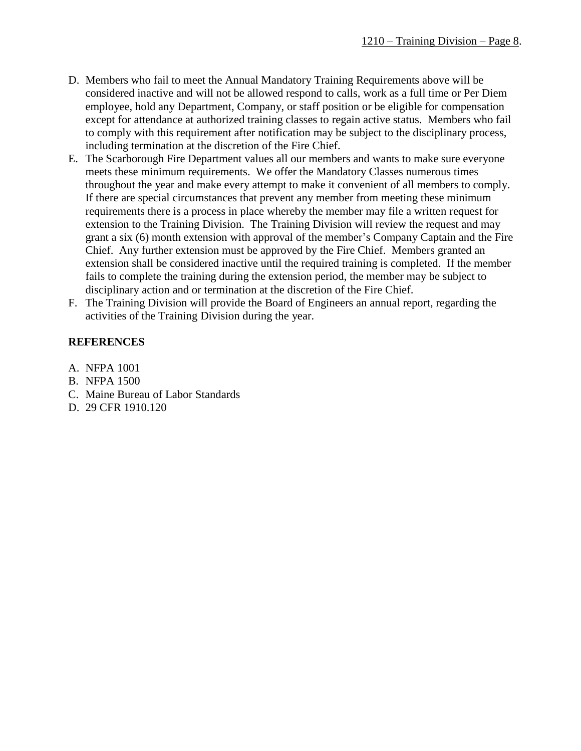D. Members who fail to meet the Annual Mandatory Training Requirements above will be considered inactive and will not be allowed respond to calls, work as a full time or Per Diem employee, hold any Department, Company, or staff position or be eligible for compensation except for attendance at authorized training classes to regain active status. Members who fail to comply with this requirement after notification may be subject to the disciplinary process, including termination at the discretion of the Fire Chief.
E. The Scarborough Fire Department values all our members and wants to make sure everyone meets these minimum requirements. We offer the Mandatory Classes numerous times throughout the year and make every attempt to make it convenient of all members to comply. If there are special circumstances that prevent any member from meeting these minimum requirements there is a process in place whereby the member may file a written request for extension to the Training Division. The Training Division will review the request and may grant a six (6) month extension with approval of the member's Company Captain and the Fire Chief. Any further extension must be approved by the Fire Chief. Members granted an extension shall be considered inactive until the required training is completed. If the member fails to complete the training during the extension period, the member may be subject to disciplinary action and or termination at the discretion of the Fire Chief.
F. The Training Division will provide the Board of Engineers an annual report, regarding the activities of the Training Division during the year.

**REFERENCES**

A. NFPA 1001
B. NFPA 1500
C. Maine Bureau of Labor Standards
D. 29 CFR 1910.120